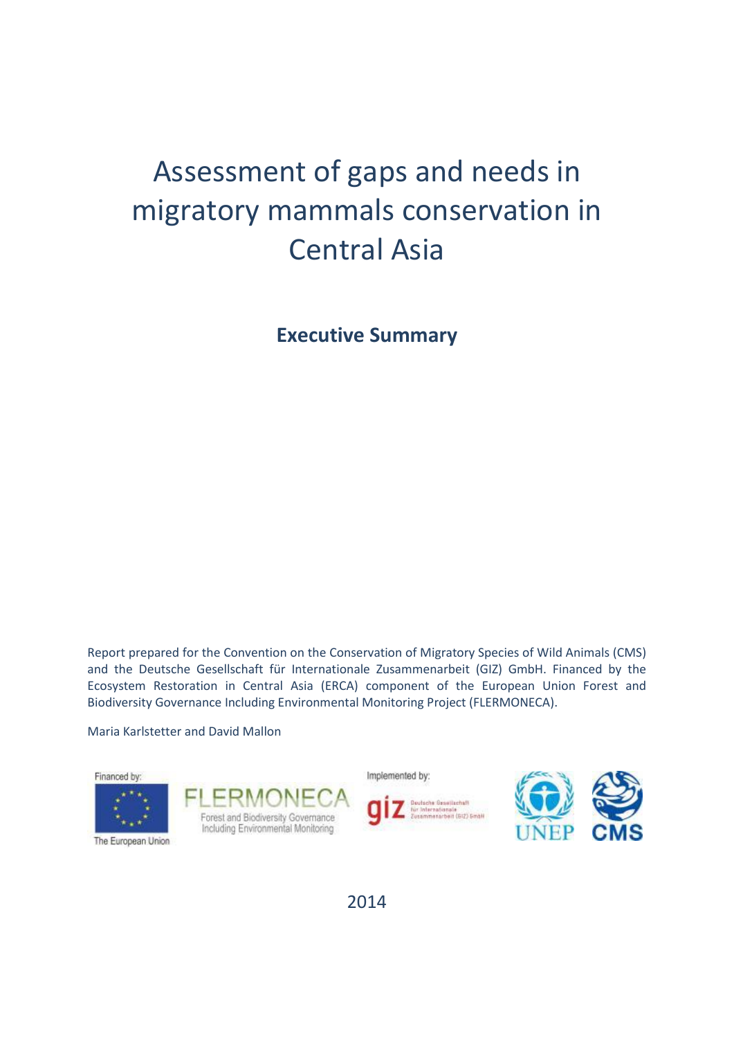# Assessment of gaps and needs in migratory mammals conservation in Central Asia

**Executive Summary**

Report prepared for the Convention on the Conservation of Migratory Species of Wild Animals (CMS) and the Deutsche Gesellschaft für Internationale Zusammenarbeit (GIZ) GmbH. Financed by the Ecosystem Restoration in Central Asia (ERCA) component of the European Union Forest and Biodiversity Governance Including Environmental Monitoring Project (FLERMONECA).

Maria Karlstetter and David Mallon

Financed by:

The European Union

FLERMONECA
Forest and Biodiversity Governance Including Environmental Monitoring

Implemented by:

giz Deutsche Gesellschaft für Internationale Zusammenarbeit (GIZ) GmbH

UNEP

CMS

2014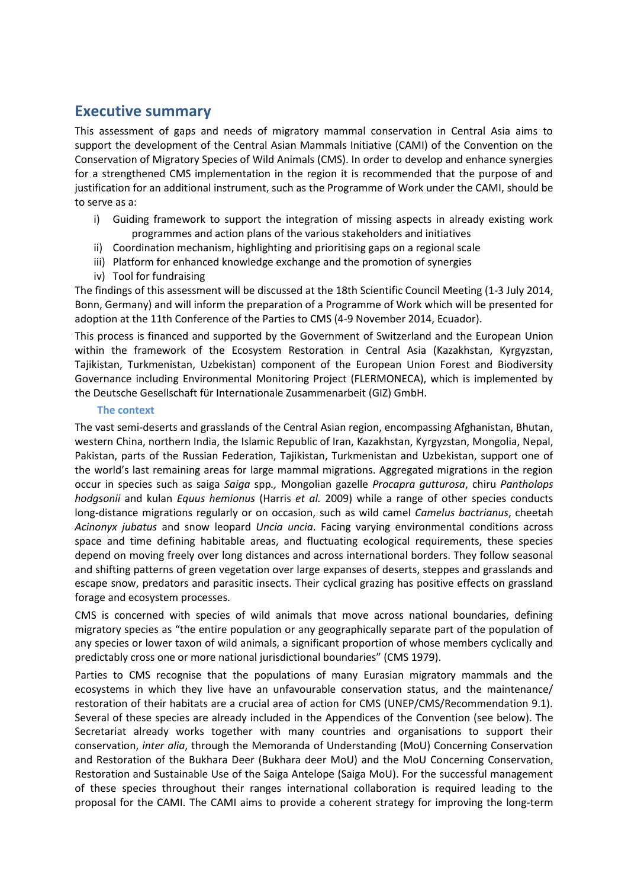## Executive summary

This assessment of gaps and needs of migratory mammal conservation in Central Asia aims to support the development of the Central Asian Mammals Initiative (CAMI) of the Convention on the Conservation of Migratory Species of Wild Animals (CMS). In order to develop and enhance synergies for a strengthened CMS implementation in the region it is recommended that the purpose of and justification for an additional instrument, such as the Programme of Work under the CAMI, should be to serve as a:

i) Guiding framework to support the integration of missing aspects in already existing work programmes and action plans of the various stakeholders and initiatives
ii) Coordination mechanism, highlighting and prioritising gaps on a regional scale
iii) Platform for enhanced knowledge exchange and the promotion of synergies
iv) Tool for fundraising

The findings of this assessment will be discussed at the 18th Scientific Council Meeting (1-3 July 2014, Bonn, Germany) and will inform the preparation of a Programme of Work which will be presented for adoption at the 11th Conference of the Parties to CMS (4-9 November 2014, Ecuador).

This process is financed and supported by the Government of Switzerland and the European Union within the framework of the Ecosystem Restoration in Central Asia (Kazakhstan, Kyrgyzstan, Tajikistan, Turkmenistan, Uzbekistan) component of the European Union Forest and Biodiversity Governance including Environmental Monitoring Project (FLERMONECA), which is implemented by the Deutsche Gesellschaft für Internationale Zusammenarbeit (GIZ) GmbH.

### The context

The vast semi-deserts and grasslands of the Central Asian region, encompassing Afghanistan, Bhutan, western China, northern India, the Islamic Republic of Iran, Kazakhstan, Kyrgyzstan, Mongolia, Nepal, Pakistan, parts of the Russian Federation, Tajikistan, Turkmenistan and Uzbekistan, support one of the world's last remaining areas for large mammal migrations. Aggregated migrations in the region occur in species such as saiga *Saiga* spp*.,* Mongolian gazelle *Procapra gutturosa*, chiru *Pantholops hodgsonii* and kulan *Equus hemionus* (Harris *et al.* 2009) while a range of other species conducts long-distance migrations regularly or on occasion, such as wild camel *Camelus bactrianus*, cheetah *Acinonyx jubatus* and snow leopard *Uncia uncia*. Facing varying environmental conditions across space and time defining habitable areas, and fluctuating ecological requirements, these species depend on moving freely over long distances and across international borders. They follow seasonal and shifting patterns of green vegetation over large expanses of deserts, steppes and grasslands and escape snow, predators and parasitic insects. Their cyclical grazing has positive effects on grassland forage and ecosystem processes.

CMS is concerned with species of wild animals that move across national boundaries, defining migratory species as "the entire population or any geographically separate part of the population of any species or lower taxon of wild animals, a significant proportion of whose members cyclically and predictably cross one or more national jurisdictional boundaries" (CMS 1979).

Parties to CMS recognise that the populations of many Eurasian migratory mammals and the ecosystems in which they live have an unfavourable conservation status, and the maintenance/ restoration of their habitats are a crucial area of action for CMS (UNEP/CMS/Recommendation 9.1). Several of these species are already included in the Appendices of the Convention (see below). The Secretariat already works together with many countries and organisations to support their conservation, *inter alia*, through the Memoranda of Understanding (MoU) Concerning Conservation and Restoration of the Bukhara Deer (Bukhara deer MoU) and the MoU Concerning Conservation, Restoration and Sustainable Use of the Saiga Antelope (Saiga MoU). For the successful management of these species throughout their ranges international collaboration is required leading to the proposal for the CAMI. The CAMI aims to provide a coherent strategy for improving the long-term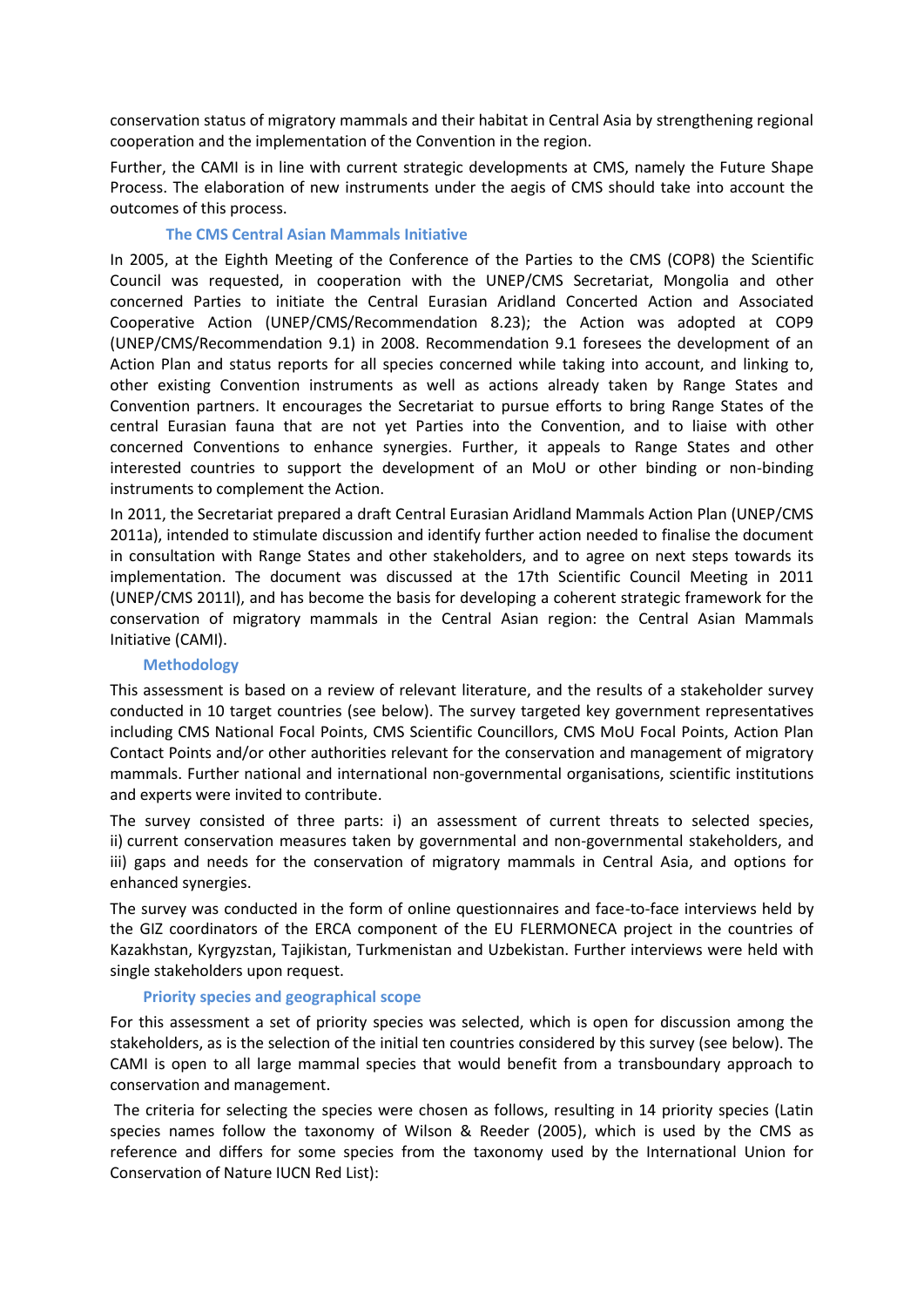conservation status of migratory mammals and their habitat in Central Asia by strengthening regional cooperation and the implementation of the Convention in the region.

Further, the CAMI is in line with current strategic developments at CMS, namely the Future Shape Process. The elaboration of new instruments under the aegis of CMS should take into account the outcomes of this process.

### The CMS Central Asian Mammals Initiative

In 2005, at the Eighth Meeting of the Conference of the Parties to the CMS (COP8) the Scientific Council was requested, in cooperation with the UNEP/CMS Secretariat, Mongolia and other concerned Parties to initiate the Central Eurasian Aridland Concerted Action and Associated Cooperative Action (UNEP/CMS/Recommendation 8.23); the Action was adopted at COP9 (UNEP/CMS/Recommendation 9.1) in 2008. Recommendation 9.1 foresees the development of an Action Plan and status reports for all species concerned while taking into account, and linking to, other existing Convention instruments as well as actions already taken by Range States and Convention partners. It encourages the Secretariat to pursue efforts to bring Range States of the central Eurasian fauna that are not yet Parties into the Convention, and to liaise with other concerned Conventions to enhance synergies. Further, it appeals to Range States and other interested countries to support the development of an MoU or other binding or non-binding instruments to complement the Action.

In 2011, the Secretariat prepared a draft Central Eurasian Aridland Mammals Action Plan (UNEP/CMS 2011a), intended to stimulate discussion and identify further action needed to finalise the document in consultation with Range States and other stakeholders, and to agree on next steps towards its implementation. The document was discussed at the 17th Scientific Council Meeting in 2011 (UNEP/CMS 2011l), and has become the basis for developing a coherent strategic framework for the conservation of migratory mammals in the Central Asian region: the Central Asian Mammals Initiative (CAMI).

### Methodology

This assessment is based on a review of relevant literature, and the results of a stakeholder survey conducted in 10 target countries (see below). The survey targeted key government representatives including CMS National Focal Points, CMS Scientific Councillors, CMS MoU Focal Points, Action Plan Contact Points and/or other authorities relevant for the conservation and management of migratory mammals. Further national and international non-governmental organisations, scientific institutions and experts were invited to contribute.

The survey consisted of three parts: i) an assessment of current threats to selected species, ii) current conservation measures taken by governmental and non-governmental stakeholders, and iii) gaps and needs for the conservation of migratory mammals in Central Asia, and options for enhanced synergies.

The survey was conducted in the form of online questionnaires and face-to-face interviews held by the GIZ coordinators of the ERCA component of the EU FLERMONECA project in the countries of Kazakhstan, Kyrgyzstan, Tajikistan, Turkmenistan and Uzbekistan. Further interviews were held with single stakeholders upon request.

### Priority species and geographical scope

For this assessment a set of priority species was selected, which is open for discussion among the stakeholders, as is the selection of the initial ten countries considered by this survey (see below). The CAMI is open to all large mammal species that would benefit from a transboundary approach to conservation and management.

The criteria for selecting the species were chosen as follows, resulting in 14 priority species (Latin species names follow the taxonomy of Wilson & Reeder (2005), which is used by the CMS as reference and differs for some species from the taxonomy used by the International Union for Conservation of Nature IUCN Red List):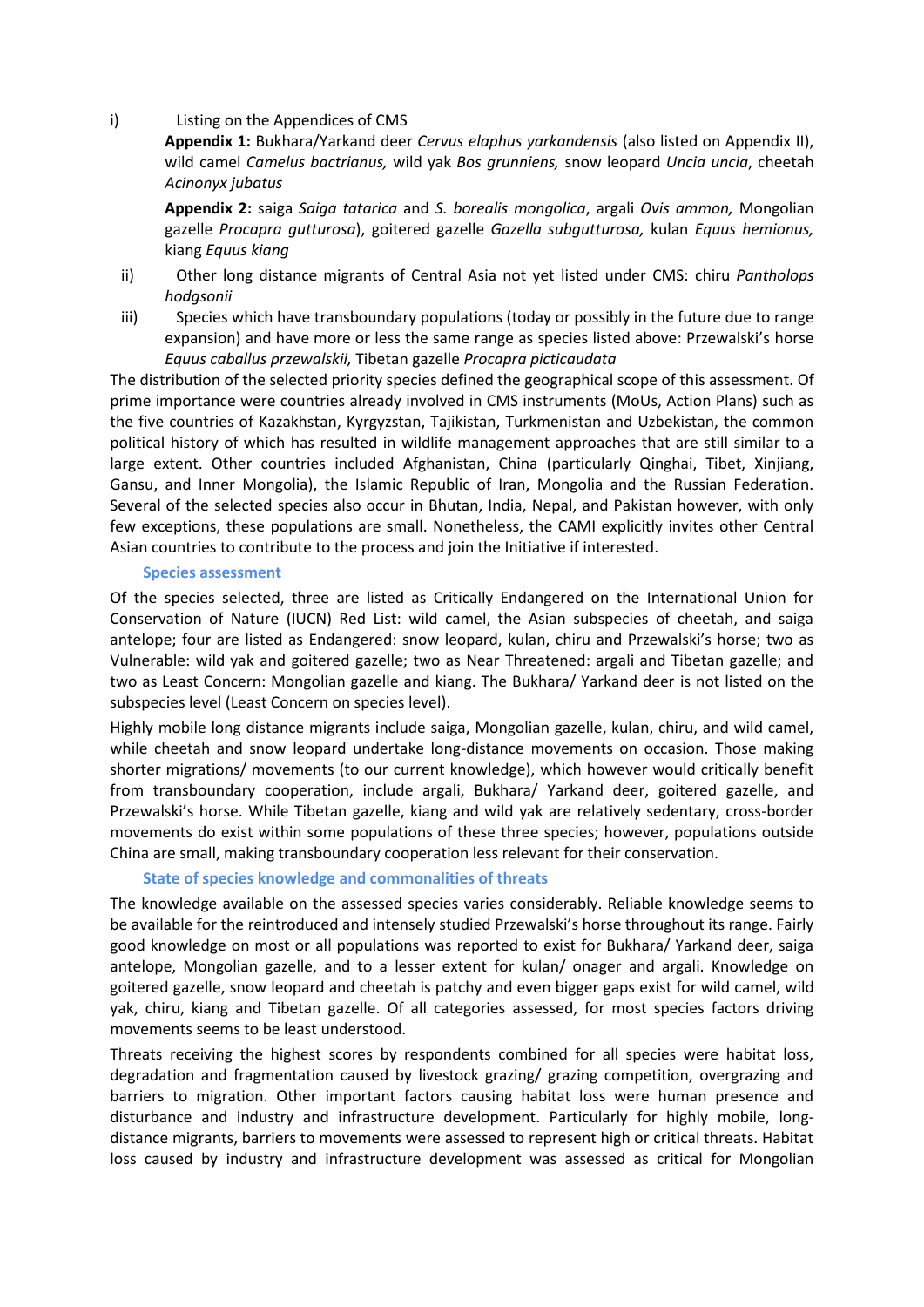i) Listing on the Appendices of CMS

**Appendix 1:** Bukhara/Yarkand deer *Cervus elaphus yarkandensis* (also listed on Appendix II), wild camel *Camelus bactrianus,* wild yak *Bos grunniens,* snow leopard *Uncia uncia*, cheetah *Acinonyx jubatus*

**Appendix 2:** saiga *Saiga tatarica* and *S. borealis mongolica*, argali *Ovis ammon,* Mongolian gazelle *Procapra gutturosa*), goitered gazelle *Gazella subgutturosa,* kulan *Equus hemionus,* kiang *Equus kiang*

ii) Other long distance migrants of Central Asia not yet listed under CMS: chiru *Pantholops hodgsonii*

iii) Species which have transboundary populations (today or possibly in the future due to range expansion) and have more or less the same range as species listed above: Przewalski's horse *Equus caballus przewalskii,* Tibetan gazelle *Procapra picticaudata*

The distribution of the selected priority species defined the geographical scope of this assessment. Of prime importance were countries already involved in CMS instruments (MoUs, Action Plans) such as the five countries of Kazakhstan, Kyrgyzstan, Tajikistan, Turkmenistan and Uzbekistan, the common political history of which has resulted in wildlife management approaches that are still similar to a large extent. Other countries included Afghanistan, China (particularly Qinghai, Tibet, Xinjiang, Gansu, and Inner Mongolia), the Islamic Republic of Iran, Mongolia and the Russian Federation. Several of the selected species also occur in Bhutan, India, Nepal, and Pakistan however, with only few exceptions, these populations are small. Nonetheless, the CAMI explicitly invites other Central Asian countries to contribute to the process and join the Initiative if interested.

### Species assessment

Of the species selected, three are listed as Critically Endangered on the International Union for Conservation of Nature (IUCN) Red List: wild camel, the Asian subspecies of cheetah, and saiga antelope; four are listed as Endangered: snow leopard, kulan, chiru and Przewalski's horse; two as Vulnerable: wild yak and goitered gazelle; two as Near Threatened: argali and Tibetan gazelle; and two as Least Concern: Mongolian gazelle and kiang. The Bukhara/ Yarkand deer is not listed on the subspecies level (Least Concern on species level).

Highly mobile long distance migrants include saiga, Mongolian gazelle, kulan, chiru, and wild camel, while cheetah and snow leopard undertake long-distance movements on occasion. Those making shorter migrations/ movements (to our current knowledge), which however would critically benefit from transboundary cooperation, include argali, Bukhara/ Yarkand deer, goitered gazelle, and Przewalski's horse. While Tibetan gazelle, kiang and wild yak are relatively sedentary, cross-border movements do exist within some populations of these three species; however, populations outside China are small, making transboundary cooperation less relevant for their conservation.

### State of species knowledge and commonalities of threats

The knowledge available on the assessed species varies considerably. Reliable knowledge seems to be available for the reintroduced and intensely studied Przewalski's horse throughout its range. Fairly good knowledge on most or all populations was reported to exist for Bukhara/ Yarkand deer, saiga antelope, Mongolian gazelle, and to a lesser extent for kulan/ onager and argali. Knowledge on goitered gazelle, snow leopard and cheetah is patchy and even bigger gaps exist for wild camel, wild yak, chiru, kiang and Tibetan gazelle. Of all categories assessed, for most species factors driving movements seems to be least understood.

Threats receiving the highest scores by respondents combined for all species were habitat loss, degradation and fragmentation caused by livestock grazing/ grazing competition, overgrazing and barriers to migration. Other important factors causing habitat loss were human presence and disturbance and industry and infrastructure development. Particularly for highly mobile, long-distance migrants, barriers to movements were assessed to represent high or critical threats. Habitat loss caused by industry and infrastructure development was assessed as critical for Mongolian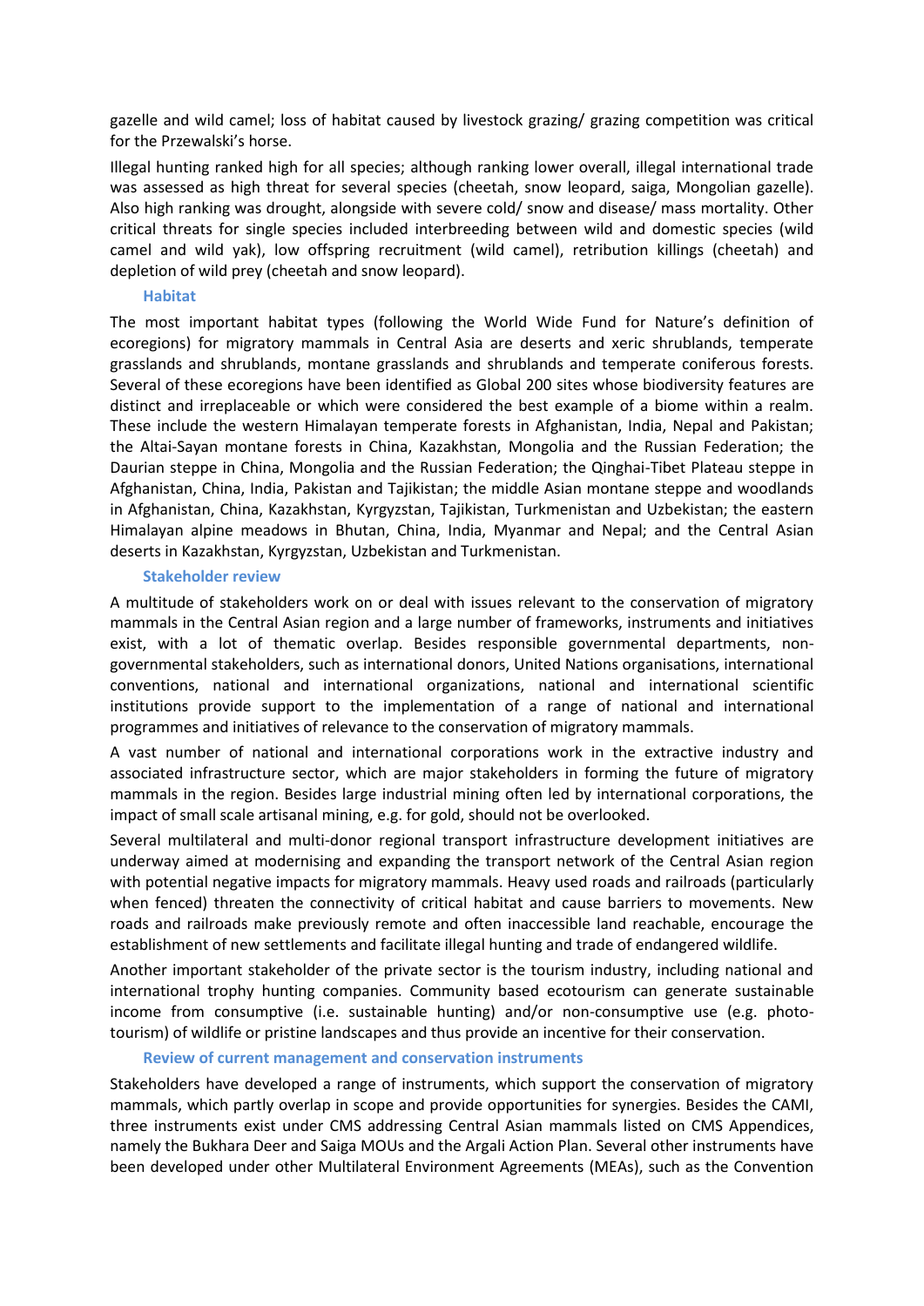gazelle and wild camel; loss of habitat caused by livestock grazing/ grazing competition was critical for the Przewalski's horse.

Illegal hunting ranked high for all species; although ranking lower overall, illegal international trade was assessed as high threat for several species (cheetah, snow leopard, saiga, Mongolian gazelle). Also high ranking was drought, alongside with severe cold/ snow and disease/ mass mortality. Other critical threats for single species included interbreeding between wild and domestic species (wild camel and wild yak), low offspring recruitment (wild camel), retribution killings (cheetah) and depletion of wild prey (cheetah and snow leopard).

### Habitat

The most important habitat types (following the World Wide Fund for Nature's definition of ecoregions) for migratory mammals in Central Asia are deserts and xeric shrublands, temperate grasslands and shrublands, montane grasslands and shrublands and temperate coniferous forests. Several of these ecoregions have been identified as Global 200 sites whose biodiversity features are distinct and irreplaceable or which were considered the best example of a biome within a realm. These include the western Himalayan temperate forests in Afghanistan, India, Nepal and Pakistan; the Altai-Sayan montane forests in China, Kazakhstan, Mongolia and the Russian Federation; the Daurian steppe in China, Mongolia and the Russian Federation; the Qinghai-Tibet Plateau steppe in Afghanistan, China, India, Pakistan and Tajikistan; the middle Asian montane steppe and woodlands in Afghanistan, China, Kazakhstan, Kyrgyzstan, Tajikistan, Turkmenistan and Uzbekistan; the eastern Himalayan alpine meadows in Bhutan, China, India, Myanmar and Nepal; and the Central Asian deserts in Kazakhstan, Kyrgyzstan, Uzbekistan and Turkmenistan.

### Stakeholder review

A multitude of stakeholders work on or deal with issues relevant to the conservation of migratory mammals in the Central Asian region and a large number of frameworks, instruments and initiatives exist, with a lot of thematic overlap. Besides responsible governmental departments, non-governmental stakeholders, such as international donors, United Nations organisations, international conventions, national and international organizations, national and international scientific institutions provide support to the implementation of a range of national and international programmes and initiatives of relevance to the conservation of migratory mammals.

A vast number of national and international corporations work in the extractive industry and associated infrastructure sector, which are major stakeholders in forming the future of migratory mammals in the region. Besides large industrial mining often led by international corporations, the impact of small scale artisanal mining, e.g. for gold, should not be overlooked.

Several multilateral and multi-donor regional transport infrastructure development initiatives are underway aimed at modernising and expanding the transport network of the Central Asian region with potential negative impacts for migratory mammals. Heavy used roads and railroads (particularly when fenced) threaten the connectivity of critical habitat and cause barriers to movements. New roads and railroads make previously remote and often inaccessible land reachable, encourage the establishment of new settlements and facilitate illegal hunting and trade of endangered wildlife.

Another important stakeholder of the private sector is the tourism industry, including national and international trophy hunting companies. Community based ecotourism can generate sustainable income from consumptive (i.e. sustainable hunting) and/or non-consumptive use (e.g. photo-tourism) of wildlife or pristine landscapes and thus provide an incentive for their conservation.

### Review of current management and conservation instruments

Stakeholders have developed a range of instruments, which support the conservation of migratory mammals, which partly overlap in scope and provide opportunities for synergies. Besides the CAMI, three instruments exist under CMS addressing Central Asian mammals listed on CMS Appendices, namely the Bukhara Deer and Saiga MOUs and the Argali Action Plan. Several other instruments have been developed under other Multilateral Environment Agreements (MEAs), such as the Convention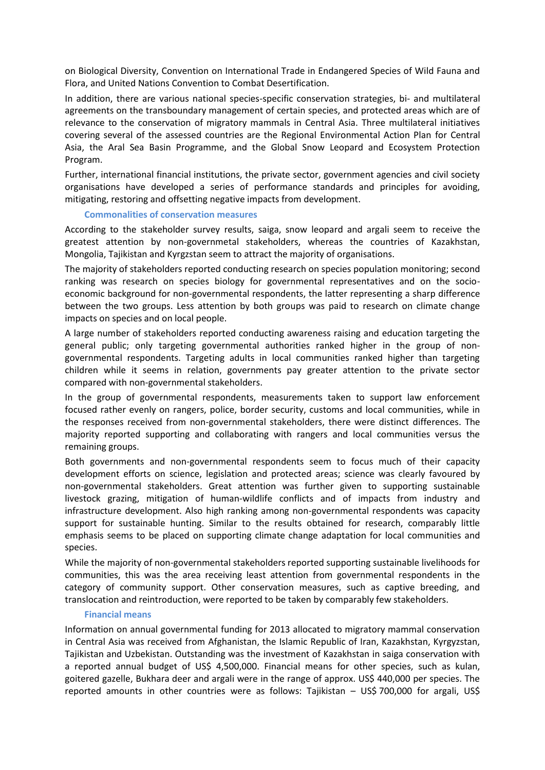on Biological Diversity, Convention on International Trade in Endangered Species of Wild Fauna and Flora, and United Nations Convention to Combat Desertification.

In addition, there are various national species-specific conservation strategies, bi- and multilateral agreements on the transboundary management of certain species, and protected areas which are of relevance to the conservation of migratory mammals in Central Asia. Three multilateral initiatives covering several of the assessed countries are the Regional Environmental Action Plan for Central Asia, the Aral Sea Basin Programme, and the Global Snow Leopard and Ecosystem Protection Program.

Further, international financial institutions, the private sector, government agencies and civil society organisations have developed a series of performance standards and principles for avoiding, mitigating, restoring and offsetting negative impacts from development.

### Commonalities of conservation measures

According to the stakeholder survey results, saiga, snow leopard and argali seem to receive the greatest attention by non-governmetal stakeholders, whereas the countries of Kazakhstan, Mongolia, Tajikistan and Kyrgzstan seem to attract the majority of organisations.

The majority of stakeholders reported conducting research on species population monitoring; second ranking was research on species biology for governmental representatives and on the socio-economic background for non-governmental respondents, the latter representing a sharp difference between the two groups. Less attention by both groups was paid to research on climate change impacts on species and on local people.

A large number of stakeholders reported conducting awareness raising and education targeting the general public; only targeting governmental authorities ranked higher in the group of non-governmental respondents. Targeting adults in local communities ranked higher than targeting children while it seems in relation, governments pay greater attention to the private sector compared with non-governmental stakeholders.

In the group of governmental respondents, measurements taken to support law enforcement focused rather evenly on rangers, police, border security, customs and local communities, while in the responses received from non-governmental stakeholders, there were distinct differences. The majority reported supporting and collaborating with rangers and local communities versus the remaining groups.

Both governments and non-governmental respondents seem to focus much of their capacity development efforts on science, legislation and protected areas; science was clearly favoured by non-governmental stakeholders. Great attention was further given to supporting sustainable livestock grazing, mitigation of human-wildlife conflicts and of impacts from industry and infrastructure development. Also high ranking among non-governmental respondents was capacity support for sustainable hunting. Similar to the results obtained for research, comparably little emphasis seems to be placed on supporting climate change adaptation for local communities and species.

While the majority of non-governmental stakeholders reported supporting sustainable livelihoods for communities, this was the area receiving least attention from governmental respondents in the category of community support. Other conservation measures, such as captive breeding, and translocation and reintroduction, were reported to be taken by comparably few stakeholders.

### Financial means

Information on annual governmental funding for 2013 allocated to migratory mammal conservation in Central Asia was received from Afghanistan, the Islamic Republic of Iran, Kazakhstan, Kyrgyzstan, Tajikistan and Uzbekistan. Outstanding was the investment of Kazakhstan in saiga conservation with a reported annual budget of US$ 4,500,000. Financial means for other species, such as kulan, goitered gazelle, Bukhara deer and argali were in the range of approx. US$ 440,000 per species. The reported amounts in other countries were as follows: Tajikistan – US$ 700,000 for argali, US$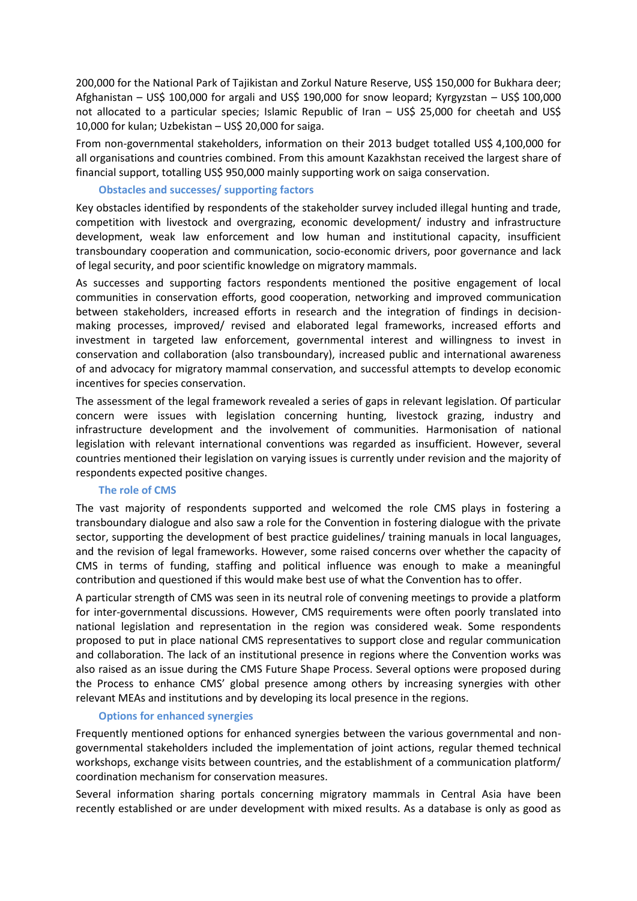200,000 for the National Park of Tajikistan and Zorkul Nature Reserve, US$ 150,000 for Bukhara deer; Afghanistan – US$ 100,000 for argali and US$ 190,000 for snow leopard; Kyrgyzstan – US$ 100,000 not allocated to a particular species; Islamic Republic of Iran – US$ 25,000 for cheetah and US$ 10,000 for kulan; Uzbekistan – US$ 20,000 for saiga.

From non-governmental stakeholders, information on their 2013 budget totalled US$ 4,100,000 for all organisations and countries combined. From this amount Kazakhstan received the largest share of financial support, totalling US$ 950,000 mainly supporting work on saiga conservation.

### Obstacles and successes/ supporting factors

Key obstacles identified by respondents of the stakeholder survey included illegal hunting and trade, competition with livestock and overgrazing, economic development/ industry and infrastructure development, weak law enforcement and low human and institutional capacity, insufficient transboundary cooperation and communication, socio-economic drivers, poor governance and lack of legal security, and poor scientific knowledge on migratory mammals.

As successes and supporting factors respondents mentioned the positive engagement of local communities in conservation efforts, good cooperation, networking and improved communication between stakeholders, increased efforts in research and the integration of findings in decision-making processes, improved/ revised and elaborated legal frameworks, increased efforts and investment in targeted law enforcement, governmental interest and willingness to invest in conservation and collaboration (also transboundary), increased public and international awareness of and advocacy for migratory mammal conservation, and successful attempts to develop economic incentives for species conservation.

The assessment of the legal framework revealed a series of gaps in relevant legislation. Of particular concern were issues with legislation concerning hunting, livestock grazing, industry and infrastructure development and the involvement of communities. Harmonisation of national legislation with relevant international conventions was regarded as insufficient. However, several countries mentioned their legislation on varying issues is currently under revision and the majority of respondents expected positive changes.

### The role of CMS

The vast majority of respondents supported and welcomed the role CMS plays in fostering a transboundary dialogue and also saw a role for the Convention in fostering dialogue with the private sector, supporting the development of best practice guidelines/ training manuals in local languages, and the revision of legal frameworks. However, some raised concerns over whether the capacity of CMS in terms of funding, staffing and political influence was enough to make a meaningful contribution and questioned if this would make best use of what the Convention has to offer.

A particular strength of CMS was seen in its neutral role of convening meetings to provide a platform for inter-governmental discussions. However, CMS requirements were often poorly translated into national legislation and representation in the region was considered weak. Some respondents proposed to put in place national CMS representatives to support close and regular communication and collaboration. The lack of an institutional presence in regions where the Convention works was also raised as an issue during the CMS Future Shape Process. Several options were proposed during the Process to enhance CMS' global presence among others by increasing synergies with other relevant MEAs and institutions and by developing its local presence in the regions.

### Options for enhanced synergies

Frequently mentioned options for enhanced synergies between the various governmental and non-governmental stakeholders included the implementation of joint actions, regular themed technical workshops, exchange visits between countries, and the establishment of a communication platform/ coordination mechanism for conservation measures.

Several information sharing portals concerning migratory mammals in Central Asia have been recently established or are under development with mixed results. As a database is only as good as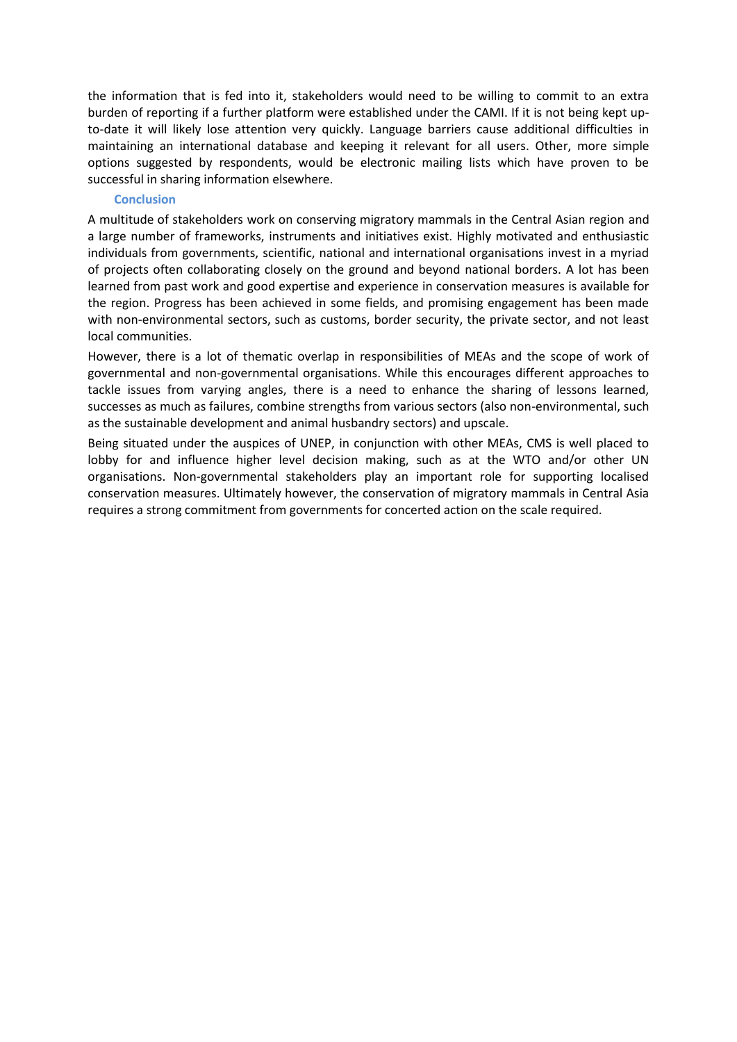the information that is fed into it, stakeholders would need to be willing to commit to an extra burden of reporting if a further platform were established under the CAMI. If it is not being kept up-to-date it will likely lose attention very quickly. Language barriers cause additional difficulties in maintaining an international database and keeping it relevant for all users. Other, more simple options suggested by respondents, would be electronic mailing lists which have proven to be successful in sharing information elsewhere.

### Conclusion

A multitude of stakeholders work on conserving migratory mammals in the Central Asian region and a large number of frameworks, instruments and initiatives exist. Highly motivated and enthusiastic individuals from governments, scientific, national and international organisations invest in a myriad of projects often collaborating closely on the ground and beyond national borders. A lot has been learned from past work and good expertise and experience in conservation measures is available for the region. Progress has been achieved in some fields, and promising engagement has been made with non-environmental sectors, such as customs, border security, the private sector, and not least local communities.

However, there is a lot of thematic overlap in responsibilities of MEAs and the scope of work of governmental and non-governmental organisations. While this encourages different approaches to tackle issues from varying angles, there is a need to enhance the sharing of lessons learned, successes as much as failures, combine strengths from various sectors (also non-environmental, such as the sustainable development and animal husbandry sectors) and upscale.

Being situated under the auspices of UNEP, in conjunction with other MEAs, CMS is well placed to lobby for and influence higher level decision making, such as at the WTO and/or other UN organisations. Non-governmental stakeholders play an important role for supporting localised conservation measures. Ultimately however, the conservation of migratory mammals in Central Asia requires a strong commitment from governments for concerted action on the scale required.